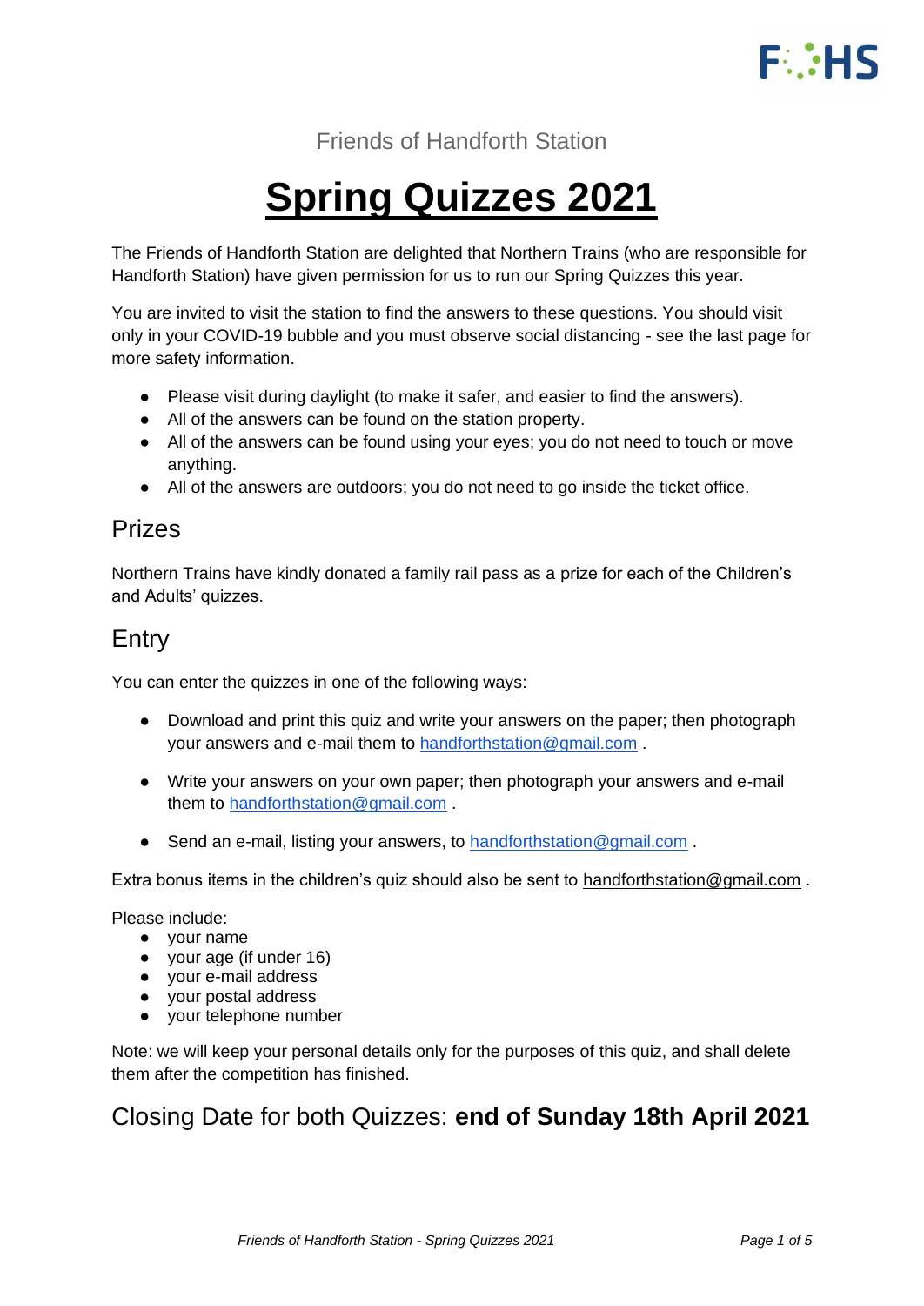Friends of Handforth Station

# Spring Quizzes 2021

The Friends of Handforth Station are delighted that Northern Trains (who are responsible for Handforth Station) have given permission for us to run our Spring Quizzes this year.

You are invited to visit the station to find the answers to these questions. You should visit only in your COVID-19 bubble and you must observe social distancing - see the last page for more safety information.

- Please visit during daylight (to make it safer, and easier to find the answers).
- All of the answers can be found on the station property.
- All of the answers can be found using your eyes; you do not need to touch or move anything.
- All of the answers are outdoors; you do not need to go inside the ticket office.

## Prizes

Northern Trains have kindly donated a family rail pass as a prize for each of the Children's and Adults' quizzes.

## Entry

You can enter the quizzes in one of the following ways:

- Download and print this quiz and write your answers on the paper; then photograph your answers and e-mail them to handforthstation@gmail.com .

- Write your answers on your own paper; then photograph your answers and e-mail them to handforthstation@gmail.com .

- Send an e-mail, listing your answers, to handforthstation@gmail.com .

Extra bonus items in the children's quiz should also be sent to handforthstation@gmail.com .

Please include:

- your name
- your age (if under 16)
- your e-mail address
- your postal address
- your telephone number

Note: we will keep your personal details only for the purposes of this quiz, and shall delete them after the competition has finished.

## Closing Date for both Quizzes: **end of Sunday 18th April 2021**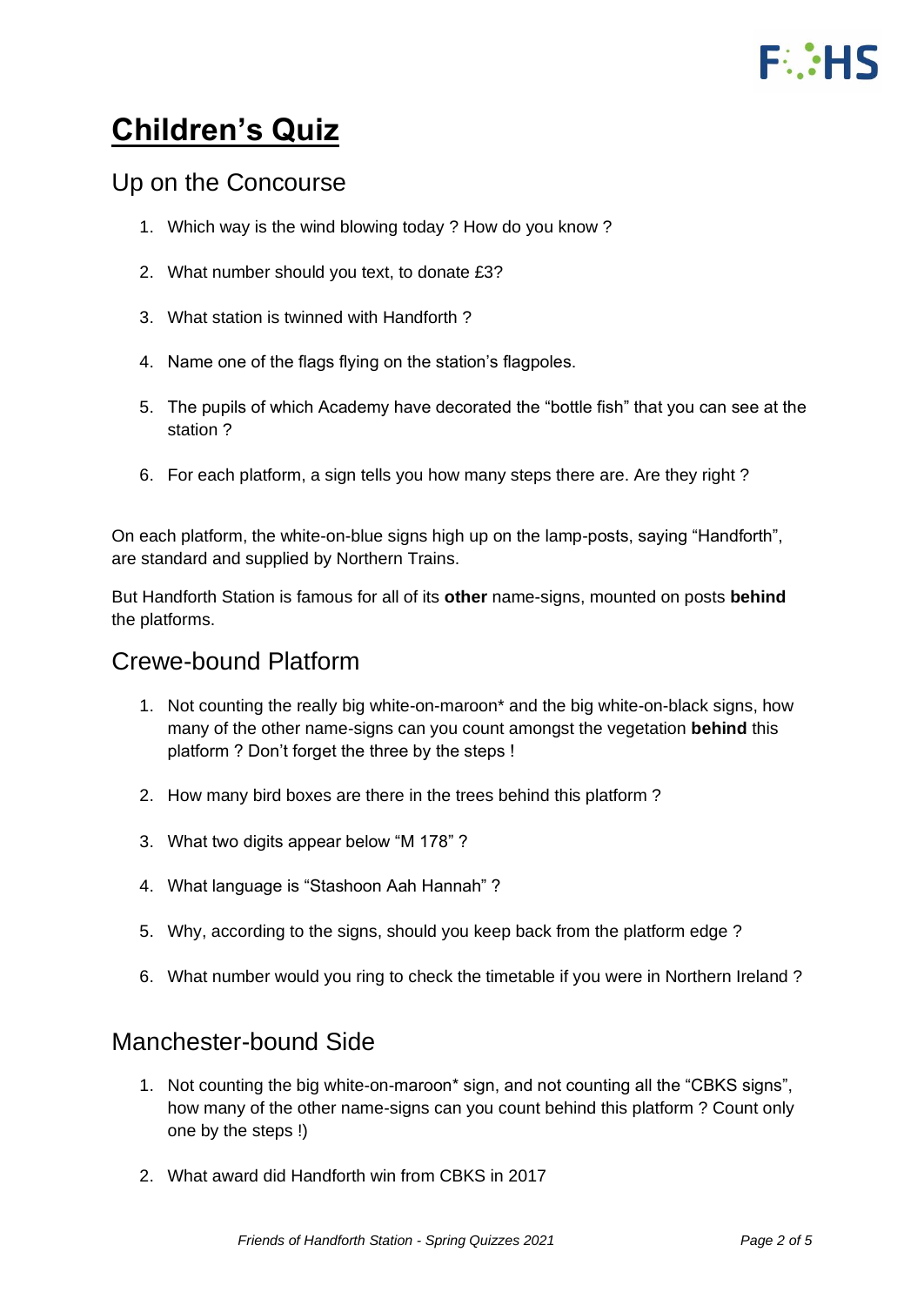# Children's Quiz

## Up on the Concourse

1. Which way is the wind blowing today ? How do you know ?
2. What number should you text, to donate £3?
3. What station is twinned with Handforth ?
4. Name one of the flags flying on the station's flagpoles.
5. The pupils of which Academy have decorated the "bottle fish" that you can see at the station ?
6. For each platform, a sign tells you how many steps there are. Are they right ?

On each platform, the white-on-blue signs high up on the lamp-posts, saying "Handforth", are standard and supplied by Northern Trains.

But Handforth Station is famous for all of its **other** name-signs, mounted on posts **behind** the platforms.

## Crewe-bound Platform

1. Not counting the really big white-on-maroon* and the big white-on-black signs, how many of the other name-signs can you count amongst the vegetation **behind** this platform ? Don't forget the three by the steps !
2. How many bird boxes are there in the trees behind this platform ?
3. What two digits appear below "M 178" ?
4. What language is "Stashoon Aah Hannah" ?
5. Why, according to the signs, should you keep back from the platform edge ?
6. What number would you ring to check the timetable if you were in Northern Ireland ?

## Manchester-bound Side

1. Not counting the big white-on-maroon* sign, and not counting all the "CBKS signs", how many of the other name-signs can you count behind this platform ? Count only one by the steps !)
2. What award did Handforth win from CBKS in 2017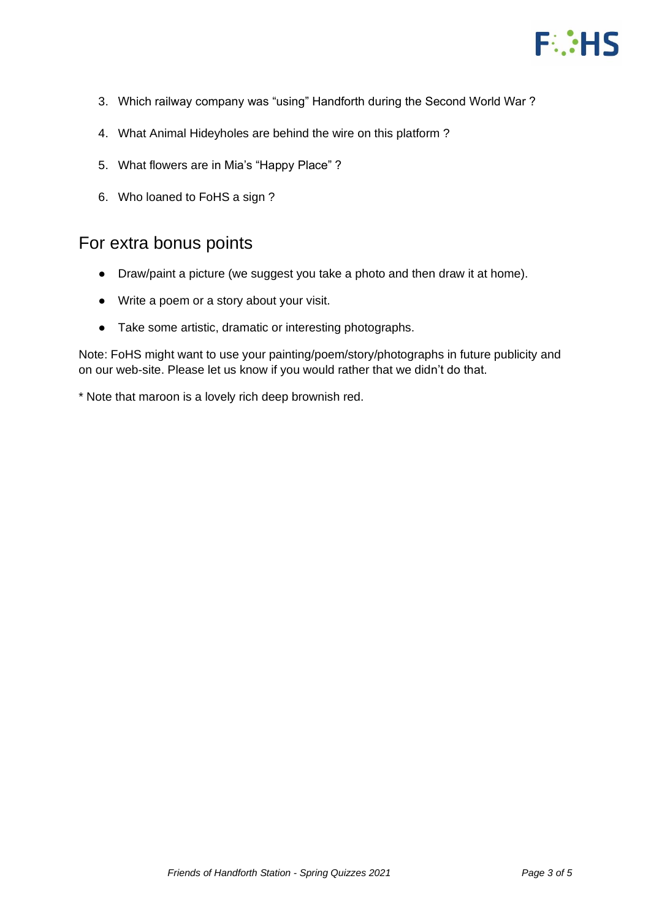3. Which railway company was "using" Handforth during the Second World War ?

4. What Animal Hideyholes are behind the wire on this platform ?

5. What flowers are in Mia's "Happy Place" ?

6. Who loaned to FoHS a sign ?

## For extra bonus points

- Draw/paint a picture (we suggest you take a photo and then draw it at home).
- Write a poem or a story about your visit.
- Take some artistic, dramatic or interesting photographs.

Note: FoHS might want to use your painting/poem/story/photographs in future publicity and on our web-site. Please let us know if you would rather that we didn't do that.

* Note that maroon is a lovely rich deep brownish red.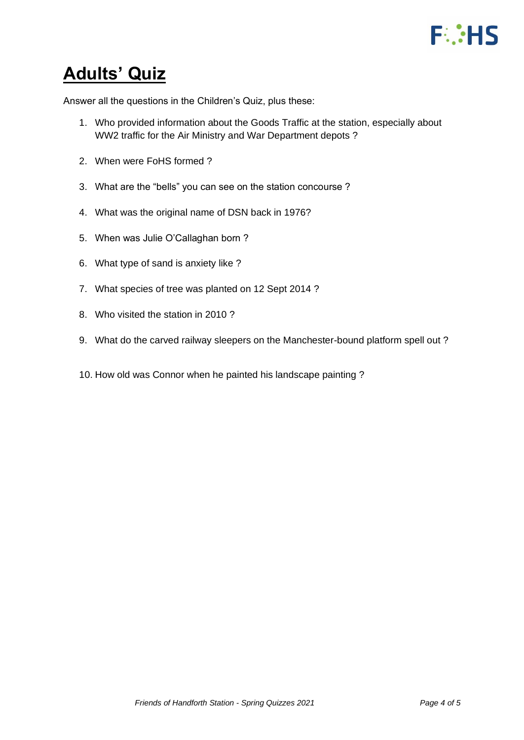# Adults' Quiz

Answer all the questions in the Children's Quiz, plus these:

1. Who provided information about the Goods Traffic at the station, especially about WW2 traffic for the Air Ministry and War Department depots ?
2. When were FoHS formed ?
3. What are the "bells" you can see on the station concourse ?
4. What was the original name of DSN back in 1976?
5. When was Julie O'Callaghan born ?
6. What type of sand is anxiety like ?
7. What species of tree was planted on 12 Sept 2014 ?
8. Who visited the station in 2010 ?
9. What do the carved railway sleepers on the Manchester-bound platform spell out ?
10. How old was Connor when he painted his landscape painting ?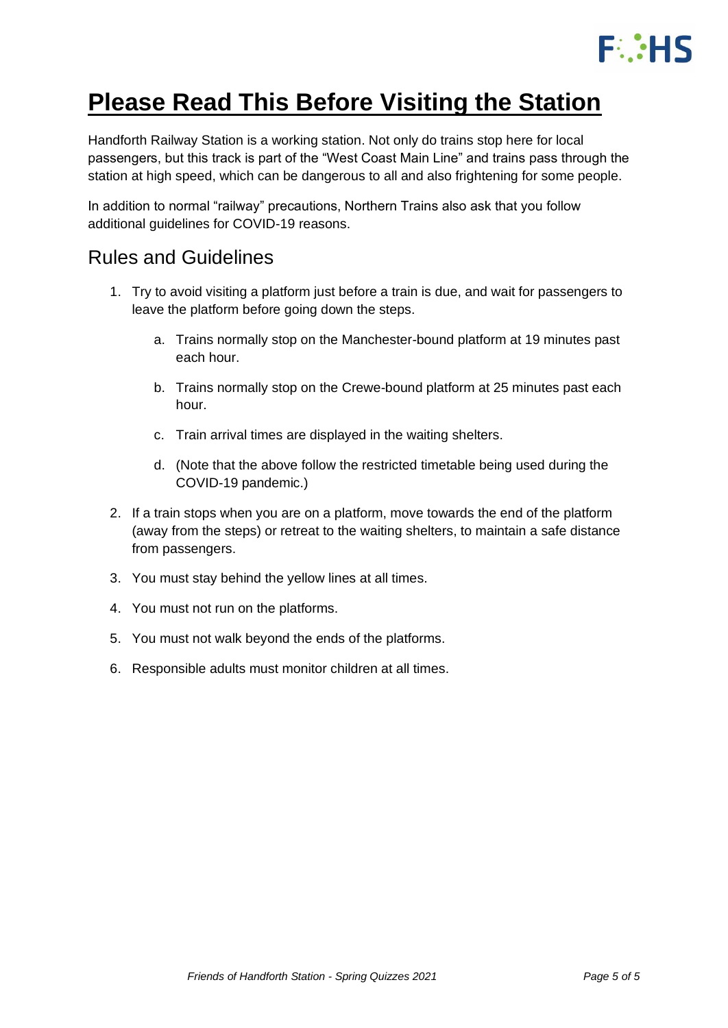# Please Read This Before Visiting the Station

Handforth Railway Station is a working station. Not only do trains stop here for local passengers, but this track is part of the "West Coast Main Line" and trains pass through the station at high speed, which can be dangerous to all and also frightening for some people.

In addition to normal "railway" precautions, Northern Trains also ask that you follow additional guidelines for COVID-19 reasons.

## Rules and Guidelines

1. Try to avoid visiting a platform just before a train is due, and wait for passengers to leave the platform before going down the steps.
   a. Trains normally stop on the Manchester-bound platform at 19 minutes past each hour.
   b. Trains normally stop on the Crewe-bound platform at 25 minutes past each hour.
   c. Train arrival times are displayed in the waiting shelters.
   d. (Note that the above follow the restricted timetable being used during the COVID-19 pandemic.)
2. If a train stops when you are on a platform, move towards the end of the platform (away from the steps) or retreat to the waiting shelters, to maintain a safe distance from passengers.
3. You must stay behind the yellow lines at all times.
4. You must not run on the platforms.
5. You must not walk beyond the ends of the platforms.
6. Responsible adults must monitor children at all times.